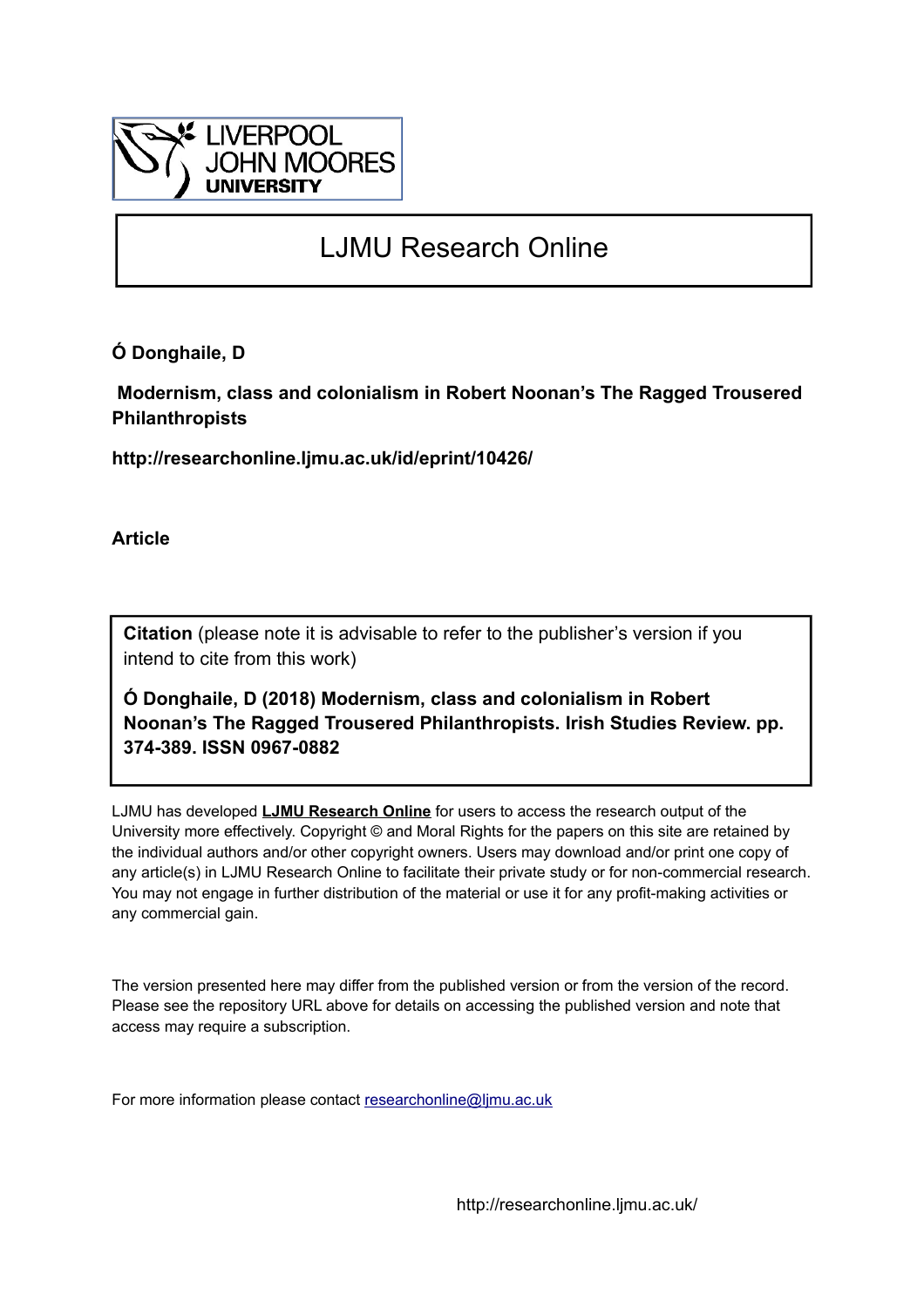LIVERPOOL JOHN MOORES UNIVERSITY

# LJMU Research Online

**Ó Donghaile, D**

**Modernism, class and colonialism in Robert Noonan's The Ragged Trousered Philanthropists**

**http://researchonline.ljmu.ac.uk/id/eprint/10426/**

**Article**

**Citation** (please note it is advisable to refer to the publisher's version if you intend to cite from this work)

**Ó Donghaile, D (2018) Modernism, class and colonialism in Robert Noonan's The Ragged Trousered Philanthropists. Irish Studies Review. pp. 374-389. ISSN 0967-0882**

LJMU has developed **LJMU Research Online** for users to access the research output of the University more effectively. Copyright © and Moral Rights for the papers on this site are retained by the individual authors and/or other copyright owners. Users may download and/or print one copy of any article(s) in LJMU Research Online to facilitate their private study or for non-commercial research. You may not engage in further distribution of the material or use it for any profit-making activities or any commercial gain.

The version presented here may differ from the published version or from the version of the record. Please see the repository URL above for details on accessing the published version and note that access may require a subscription.

For more information please contact researchonline@ljmu.ac.uk

http://researchonline.ljmu.ac.uk/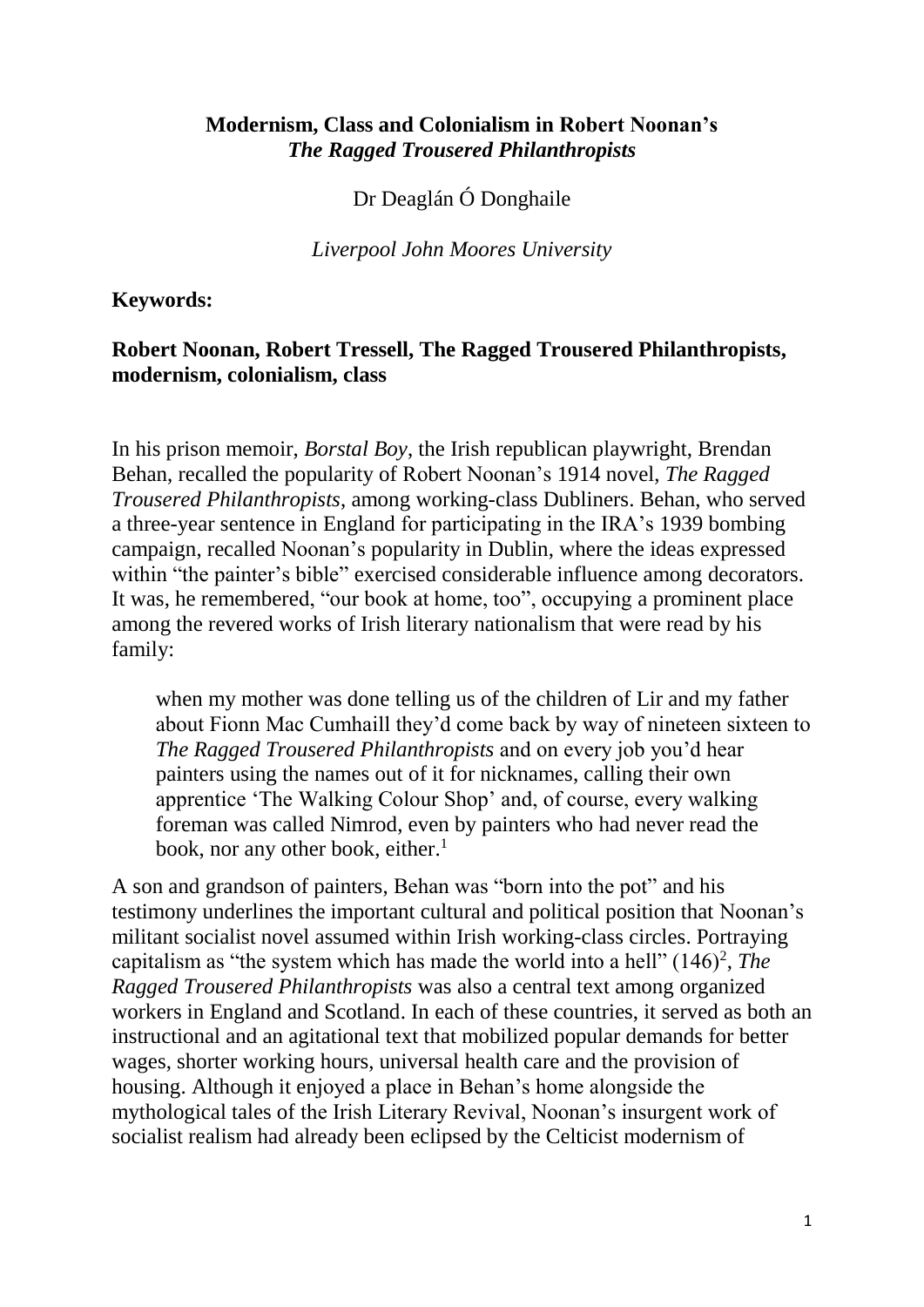**Modernism, Class and Colonialism in Robert Noonan's *The Ragged Trousered Philanthropists***

Dr Deaglán Ó Donghaile

*Liverpool John Moores University*

**Keywords:**

**Robert Noonan, Robert Tressell, The Ragged Trousered Philanthropists, modernism, colonialism, class**

In his prison memoir, *Borstal Boy*, the Irish republican playwright, Brendan Behan, recalled the popularity of Robert Noonan's 1914 novel, *The Ragged Trousered Philanthropists*, among working-class Dubliners. Behan, who served a three-year sentence in England for participating in the IRA's 1939 bombing campaign, recalled Noonan's popularity in Dublin, where the ideas expressed within "the painter's bible" exercised considerable influence among decorators. It was, he remembered, "our book at home, too", occupying a prominent place among the revered works of Irish literary nationalism that were read by his family:

> when my mother was done telling us of the children of Lir and my father about Fionn Mac Cumhaill they'd come back by way of nineteen sixteen to *The Ragged Trousered Philanthropists* and on every job you'd hear painters using the names out of it for nicknames, calling their own apprentice 'The Walking Colour Shop' and, of course, every walking foreman was called Nimrod, even by painters who had never read the book, nor any other book, either.[1]

A son and grandson of painters, Behan was "born into the pot" and his testimony underlines the important cultural and political position that Noonan's militant socialist novel assumed within Irish working-class circles. Portraying capitalism as "the system which has made the world into a hell" (146)[2], *The Ragged Trousered Philanthropists* was also a central text among organized workers in England and Scotland. In each of these countries, it served as both an instructional and an agitational text that mobilized popular demands for better wages, shorter working hours, universal health care and the provision of housing. Although it enjoyed a place in Behan's home alongside the mythological tales of the Irish Literary Revival, Noonan's insurgent work of socialist realism had already been eclipsed by the Celticist modernism of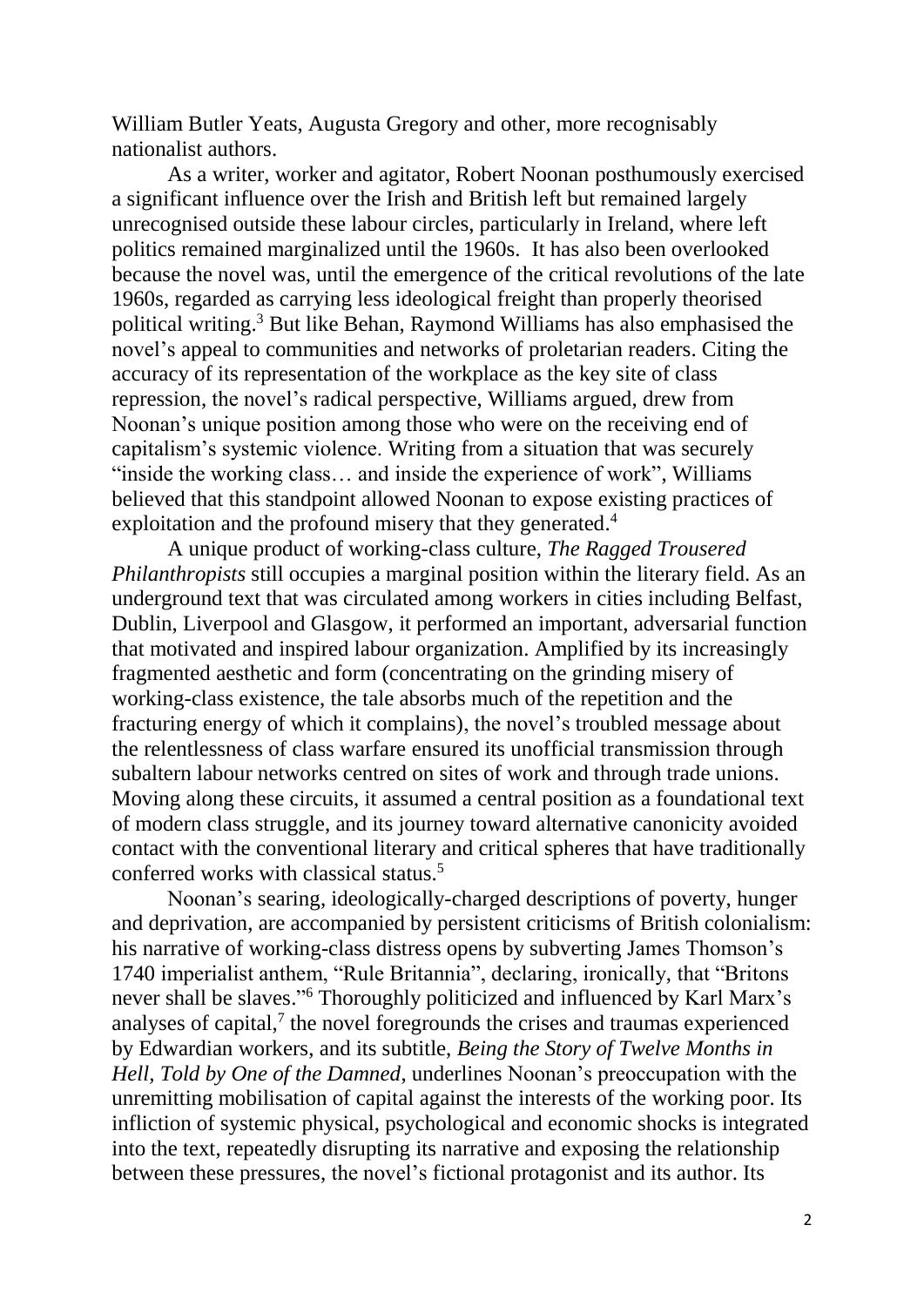William Butler Yeats, Augusta Gregory and other, more recognisably nationalist authors.

As a writer, worker and agitator, Robert Noonan posthumously exercised a significant influence over the Irish and British left but remained largely unrecognised outside these labour circles, particularly in Ireland, where left politics remained marginalized until the 1960s. It has also been overlooked because the novel was, until the emergence of the critical revolutions of the late 1960s, regarded as carrying less ideological freight than properly theorised political writing.[3] But like Behan, Raymond Williams has also emphasised the novel's appeal to communities and networks of proletarian readers. Citing the accuracy of its representation of the workplace as the key site of class repression, the novel's radical perspective, Williams argued, drew from Noonan's unique position among those who were on the receiving end of capitalism's systemic violence. Writing from a situation that was securely "inside the working class… and inside the experience of work", Williams believed that this standpoint allowed Noonan to expose existing practices of exploitation and the profound misery that they generated.[4]

A unique product of working-class culture, *The Ragged Trousered Philanthropists* still occupies a marginal position within the literary field. As an underground text that was circulated among workers in cities including Belfast, Dublin, Liverpool and Glasgow, it performed an important, adversarial function that motivated and inspired labour organization. Amplified by its increasingly fragmented aesthetic and form (concentrating on the grinding misery of working-class existence, the tale absorbs much of the repetition and the fracturing energy of which it complains), the novel's troubled message about the relentlessness of class warfare ensured its unofficial transmission through subaltern labour networks centred on sites of work and through trade unions. Moving along these circuits, it assumed a central position as a foundational text of modern class struggle, and its journey toward alternative canonicity avoided contact with the conventional literary and critical spheres that have traditionally conferred works with classical status.[5]

Noonan's searing, ideologically-charged descriptions of poverty, hunger and deprivation, are accompanied by persistent criticisms of British colonialism: his narrative of working-class distress opens by subverting James Thomson's 1740 imperialist anthem, "Rule Britannia", declaring, ironically, that "Britons never shall be slaves."[6] Thoroughly politicized and influenced by Karl Marx's analyses of capital,[7] the novel foregrounds the crises and traumas experienced by Edwardian workers, and its subtitle, *Being the Story of Twelve Months in Hell, Told by One of the Damned*, underlines Noonan's preoccupation with the unremitting mobilisation of capital against the interests of the working poor. Its infliction of systemic physical, psychological and economic shocks is integrated into the text, repeatedly disrupting its narrative and exposing the relationship between these pressures, the novel's fictional protagonist and its author. Its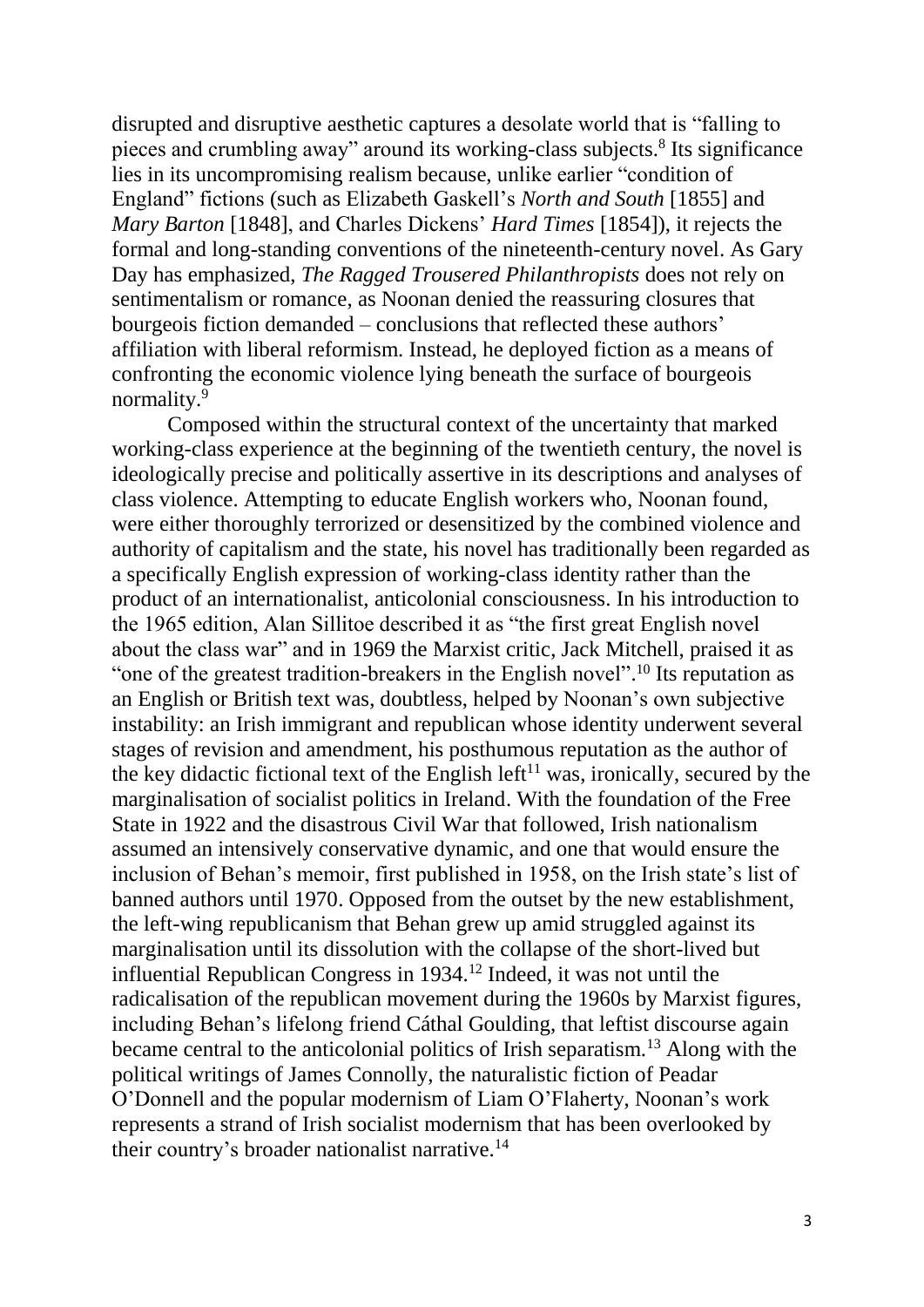disrupted and disruptive aesthetic captures a desolate world that is "falling to pieces and crumbling away" around its working-class subjects.[8] Its significance lies in its uncompromising realism because, unlike earlier "condition of England" fictions (such as Elizabeth Gaskell's *North and South* [1855] and *Mary Barton* [1848], and Charles Dickens' *Hard Times* [1854]), it rejects the formal and long-standing conventions of the nineteenth-century novel. As Gary Day has emphasized, *The Ragged Trousered Philanthropists* does not rely on sentimentalism or romance, as Noonan denied the reassuring closures that bourgeois fiction demanded – conclusions that reflected these authors' affiliation with liberal reformism. Instead, he deployed fiction as a means of confronting the economic violence lying beneath the surface of bourgeois normality.[9]

Composed within the structural context of the uncertainty that marked working-class experience at the beginning of the twentieth century, the novel is ideologically precise and politically assertive in its descriptions and analyses of class violence. Attempting to educate English workers who, Noonan found, were either thoroughly terrorized or desensitized by the combined violence and authority of capitalism and the state, his novel has traditionally been regarded as a specifically English expression of working-class identity rather than the product of an internationalist, anticolonial consciousness. In his introduction to the 1965 edition, Alan Sillitoe described it as "the first great English novel about the class war" and in 1969 the Marxist critic, Jack Mitchell, praised it as "one of the greatest tradition-breakers in the English novel".[10] Its reputation as an English or British text was, doubtless, helped by Noonan's own subjective instability: an Irish immigrant and republican whose identity underwent several stages of revision and amendment, his posthumous reputation as the author of the key didactic fictional text of the English left[11] was, ironically, secured by the marginalisation of socialist politics in Ireland. With the foundation of the Free State in 1922 and the disastrous Civil War that followed, Irish nationalism assumed an intensively conservative dynamic, and one that would ensure the inclusion of Behan's memoir, first published in 1958, on the Irish state's list of banned authors until 1970. Opposed from the outset by the new establishment, the left-wing republicanism that Behan grew up amid struggled against its marginalisation until its dissolution with the collapse of the short-lived but influential Republican Congress in 1934.[12] Indeed, it was not until the radicalisation of the republican movement during the 1960s by Marxist figures, including Behan's lifelong friend Cáthal Goulding, that leftist discourse again became central to the anticolonial politics of Irish separatism.[13] Along with the political writings of James Connolly, the naturalistic fiction of Peadar O'Donnell and the popular modernism of Liam O'Flaherty, Noonan's work represents a strand of Irish socialist modernism that has been overlooked by their country's broader nationalist narrative.[14]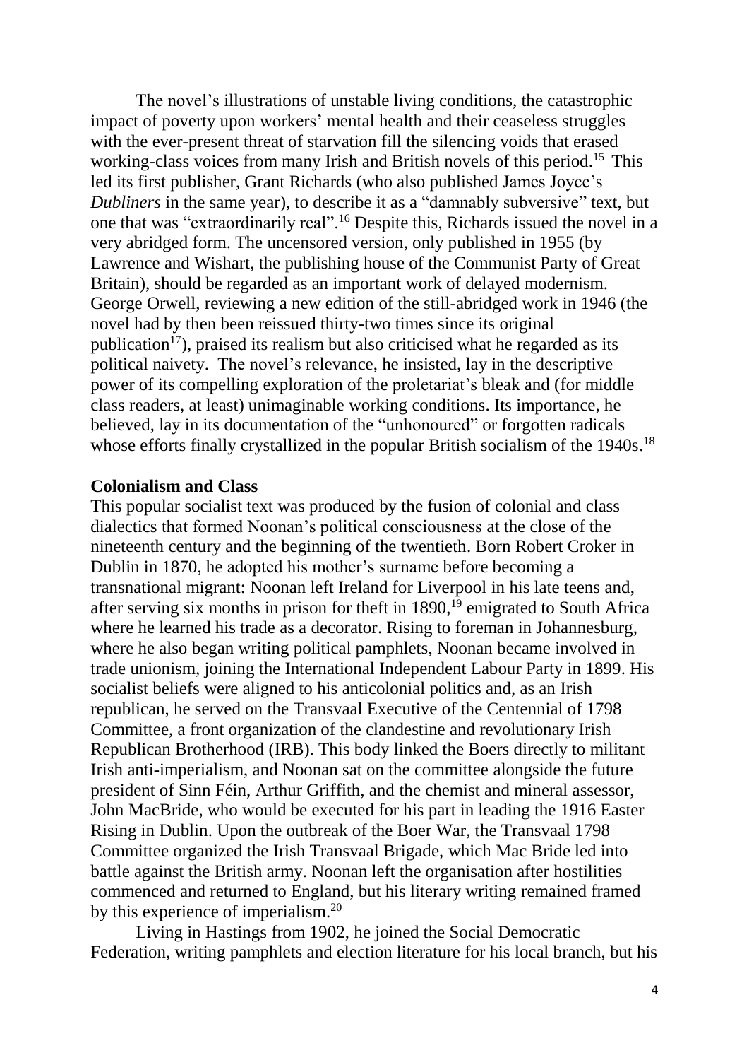The novel's illustrations of unstable living conditions, the catastrophic impact of poverty upon workers' mental health and their ceaseless struggles with the ever-present threat of starvation fill the silencing voids that erased working-class voices from many Irish and British novels of this period.[15] This led its first publisher, Grant Richards (who also published James Joyce's *Dubliners* in the same year), to describe it as a "damnably subversive" text, but one that was "extraordinarily real".[16] Despite this, Richards issued the novel in a very abridged form. The uncensored version, only published in 1955 (by Lawrence and Wishart, the publishing house of the Communist Party of Great Britain), should be regarded as an important work of delayed modernism. George Orwell, reviewing a new edition of the still-abridged work in 1946 (the novel had by then been reissued thirty-two times since its original publication[17]), praised its realism but also criticised what he regarded as its political naivety. The novel's relevance, he insisted, lay in the descriptive power of its compelling exploration of the proletariat's bleak and (for middle class readers, at least) unimaginable working conditions. Its importance, he believed, lay in its documentation of the "unhonoured" or forgotten radicals whose efforts finally crystallized in the popular British socialism of the 1940s.[18]

**Colonialism and Class**

This popular socialist text was produced by the fusion of colonial and class dialectics that formed Noonan's political consciousness at the close of the nineteenth century and the beginning of the twentieth. Born Robert Croker in Dublin in 1870, he adopted his mother's surname before becoming a transnational migrant: Noonan left Ireland for Liverpool in his late teens and, after serving six months in prison for theft in 1890,[19] emigrated to South Africa where he learned his trade as a decorator. Rising to foreman in Johannesburg, where he also began writing political pamphlets, Noonan became involved in trade unionism, joining the International Independent Labour Party in 1899. His socialist beliefs were aligned to his anticolonial politics and, as an Irish republican, he served on the Transvaal Executive of the Centennial of 1798 Committee, a front organization of the clandestine and revolutionary Irish Republican Brotherhood (IRB). This body linked the Boers directly to militant Irish anti-imperialism, and Noonan sat on the committee alongside the future president of Sinn Féin, Arthur Griffith, and the chemist and mineral assessor, John MacBride, who would be executed for his part in leading the 1916 Easter Rising in Dublin. Upon the outbreak of the Boer War, the Transvaal 1798 Committee organized the Irish Transvaal Brigade, which Mac Bride led into battle against the British army. Noonan left the organisation after hostilities commenced and returned to England, but his literary writing remained framed by this experience of imperialism.[20]

Living in Hastings from 1902, he joined the Social Democratic Federation, writing pamphlets and election literature for his local branch, but his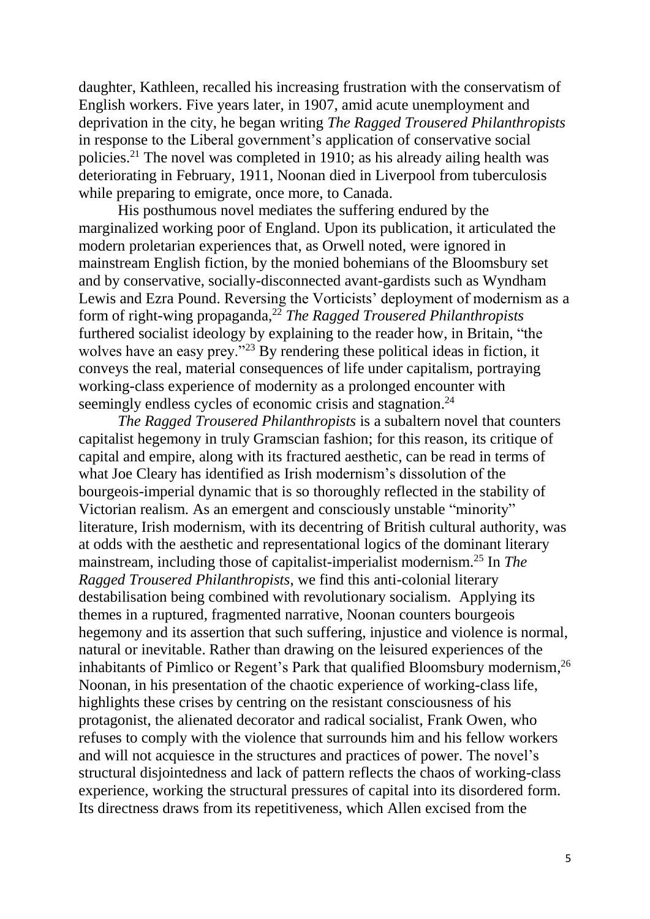daughter, Kathleen, recalled his increasing frustration with the conservatism of English workers. Five years later, in 1907, amid acute unemployment and deprivation in the city, he began writing *The Ragged Trousered Philanthropists* in response to the Liberal government's application of conservative social policies.[21] The novel was completed in 1910; as his already ailing health was deteriorating in February, 1911, Noonan died in Liverpool from tuberculosis while preparing to emigrate, once more, to Canada.

His posthumous novel mediates the suffering endured by the marginalized working poor of England. Upon its publication, it articulated the modern proletarian experiences that, as Orwell noted, were ignored in mainstream English fiction, by the monied bohemians of the Bloomsbury set and by conservative, socially-disconnected avant-gardists such as Wyndham Lewis and Ezra Pound. Reversing the Vorticists' deployment of modernism as a form of right-wing propaganda,[22] *The Ragged Trousered Philanthropists* furthered socialist ideology by explaining to the reader how, in Britain, "the wolves have an easy prey."[23] By rendering these political ideas in fiction, it conveys the real, material consequences of life under capitalism, portraying working-class experience of modernity as a prolonged encounter with seemingly endless cycles of economic crisis and stagnation.[24]

*The Ragged Trousered Philanthropists* is a subaltern novel that counters capitalist hegemony in truly Gramscian fashion; for this reason, its critique of capital and empire, along with its fractured aesthetic, can be read in terms of what Joe Cleary has identified as Irish modernism's dissolution of the bourgeois-imperial dynamic that is so thoroughly reflected in the stability of Victorian realism. As an emergent and consciously unstable "minority" literature, Irish modernism, with its decentring of British cultural authority, was at odds with the aesthetic and representational logics of the dominant literary mainstream, including those of capitalist-imperialist modernism.[25] In *The Ragged Trousered Philanthropists*, we find this anti-colonial literary destabilisation being combined with revolutionary socialism. Applying its themes in a ruptured, fragmented narrative, Noonan counters bourgeois hegemony and its assertion that such suffering, injustice and violence is normal, natural or inevitable. Rather than drawing on the leisured experiences of the inhabitants of Pimlico or Regent's Park that qualified Bloomsbury modernism,[26] Noonan, in his presentation of the chaotic experience of working-class life, highlights these crises by centring on the resistant consciousness of his protagonist, the alienated decorator and radical socialist, Frank Owen, who refuses to comply with the violence that surrounds him and his fellow workers and will not acquiesce in the structures and practices of power. The novel's structural disjointedness and lack of pattern reflects the chaos of working-class experience, working the structural pressures of capital into its disordered form. Its directness draws from its repetitiveness, which Allen excised from the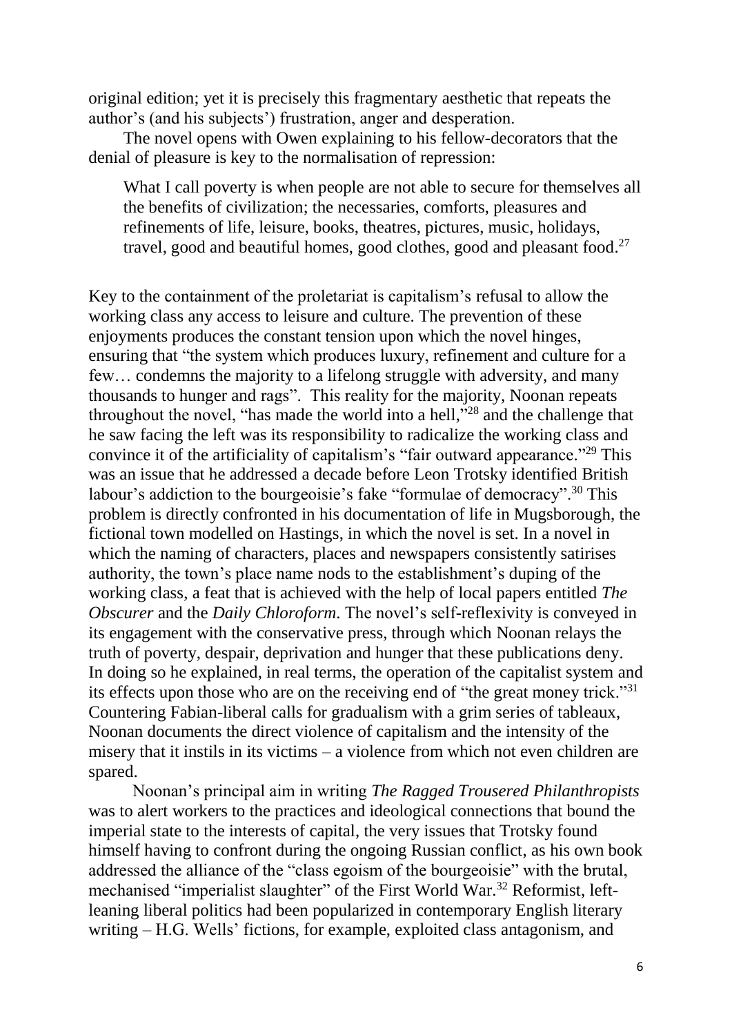original edition; yet it is precisely this fragmentary aesthetic that repeats the author's (and his subjects') frustration, anger and desperation.

The novel opens with Owen explaining to his fellow-decorators that the denial of pleasure is key to the normalisation of repression:

> What I call poverty is when people are not able to secure for themselves all the benefits of civilization; the necessaries, comforts, pleasures and refinements of life, leisure, books, theatres, pictures, music, holidays, travel, good and beautiful homes, good clothes, good and pleasant food.[27]

Key to the containment of the proletariat is capitalism's refusal to allow the working class any access to leisure and culture. The prevention of these enjoyments produces the constant tension upon which the novel hinges, ensuring that "the system which produces luxury, refinement and culture for a few… condemns the majority to a lifelong struggle with adversity, and many thousands to hunger and rags". This reality for the majority, Noonan repeats throughout the novel, "has made the world into a hell,"[28] and the challenge that he saw facing the left was its responsibility to radicalize the working class and convince it of the artificiality of capitalism's "fair outward appearance."[29] This was an issue that he addressed a decade before Leon Trotsky identified British labour's addiction to the bourgeoisie's fake "formulae of democracy".[30] This problem is directly confronted in his documentation of life in Mugsborough, the fictional town modelled on Hastings, in which the novel is set. In a novel in which the naming of characters, places and newspapers consistently satirises authority, the town's place name nods to the establishment's duping of the working class, a feat that is achieved with the help of local papers entitled *The Obscurer* and the *Daily Chloroform*. The novel's self-reflexivity is conveyed in its engagement with the conservative press, through which Noonan relays the truth of poverty, despair, deprivation and hunger that these publications deny. In doing so he explained, in real terms, the operation of the capitalist system and its effects upon those who are on the receiving end of "the great money trick."[31] Countering Fabian-liberal calls for gradualism with a grim series of tableaux, Noonan documents the direct violence of capitalism and the intensity of the misery that it instils in its victims – a violence from which not even children are spared.

Noonan's principal aim in writing *The Ragged Trousered Philanthropists* was to alert workers to the practices and ideological connections that bound the imperial state to the interests of capital, the very issues that Trotsky found himself having to confront during the ongoing Russian conflict, as his own book addressed the alliance of the "class egoism of the bourgeoisie" with the brutal, mechanised "imperialist slaughter" of the First World War.[32] Reformist, left-leaning liberal politics had been popularized in contemporary English literary writing – H.G. Wells' fictions, for example, exploited class antagonism, and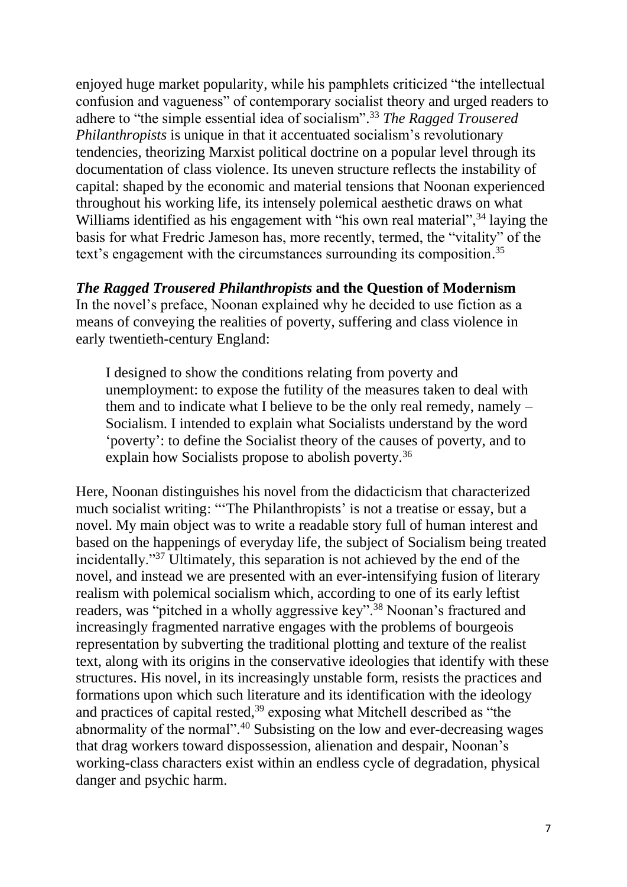enjoyed huge market popularity, while his pamphlets criticized "the intellectual confusion and vagueness" of contemporary socialist theory and urged readers to adhere to "the simple essential idea of socialism".[33] *The Ragged Trousered Philanthropists* is unique in that it accentuated socialism's revolutionary tendencies, theorizing Marxist political doctrine on a popular level through its documentation of class violence. Its uneven structure reflects the instability of capital: shaped by the economic and material tensions that Noonan experienced throughout his working life, its intensely polemical aesthetic draws on what Williams identified as his engagement with "his own real material",[34] laying the basis for what Fredric Jameson has, more recently, termed, the "vitality" of the text's engagement with the circumstances surrounding its composition.[35]

## *The Ragged Trousered Philanthropists* and the Question of Modernism

In the novel's preface, Noonan explained why he decided to use fiction as a means of conveying the realities of poverty, suffering and class violence in early twentieth-century England:

> I designed to show the conditions relating from poverty and unemployment: to expose the futility of the measures taken to deal with them and to indicate what I believe to be the only real remedy, namely – Socialism. I intended to explain what Socialists understand by the word 'poverty': to define the Socialist theory of the causes of poverty, and to explain how Socialists propose to abolish poverty.[36]

Here, Noonan distinguishes his novel from the didacticism that characterized much socialist writing: "'The Philanthropists' is not a treatise or essay, but a novel. My main object was to write a readable story full of human interest and based on the happenings of everyday life, the subject of Socialism being treated incidentally."[37] Ultimately, this separation is not achieved by the end of the novel, and instead we are presented with an ever-intensifying fusion of literary realism with polemical socialism which, according to one of its early leftist readers, was "pitched in a wholly aggressive key".[38] Noonan's fractured and increasingly fragmented narrative engages with the problems of bourgeois representation by subverting the traditional plotting and texture of the realist text, along with its origins in the conservative ideologies that identify with these structures. His novel, in its increasingly unstable form, resists the practices and formations upon which such literature and its identification with the ideology and practices of capital rested,[39] exposing what Mitchell described as "the abnormality of the normal".[40] Subsisting on the low and ever-decreasing wages that drag workers toward dispossession, alienation and despair, Noonan's working-class characters exist within an endless cycle of degradation, physical danger and psychic harm.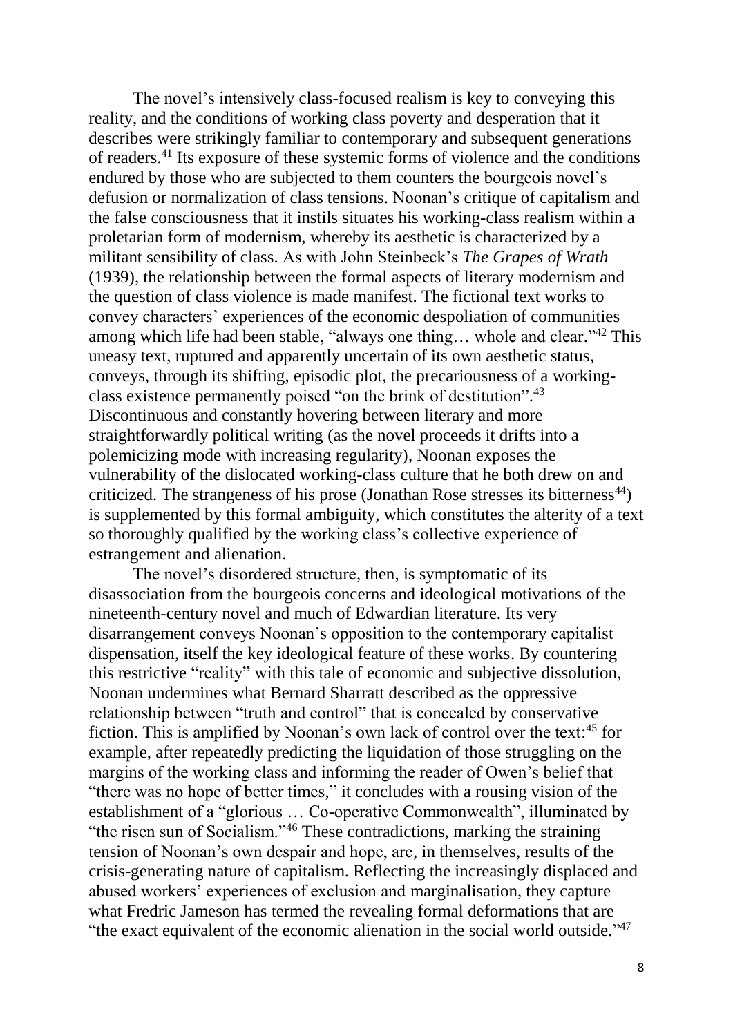The novel's intensively class-focused realism is key to conveying this reality, and the conditions of working class poverty and desperation that it describes were strikingly familiar to contemporary and subsequent generations of readers.[41] Its exposure of these systemic forms of violence and the conditions endured by those who are subjected to them counters the bourgeois novel's defusion or normalization of class tensions. Noonan's critique of capitalism and the false consciousness that it instils situates his working-class realism within a proletarian form of modernism, whereby its aesthetic is characterized by a militant sensibility of class. As with John Steinbeck's *The Grapes of Wrath* (1939), the relationship between the formal aspects of literary modernism and the question of class violence is made manifest. The fictional text works to convey characters' experiences of the economic despoliation of communities among which life had been stable, "always one thing… whole and clear."[42] This uneasy text, ruptured and apparently uncertain of its own aesthetic status, conveys, through its shifting, episodic plot, the precariousness of a working-class existence permanently poised "on the brink of destitution".[43] Discontinuous and constantly hovering between literary and more straightforwardly political writing (as the novel proceeds it drifts into a polemicizing mode with increasing regularity), Noonan exposes the vulnerability of the dislocated working-class culture that he both drew on and criticized. The strangeness of his prose (Jonathan Rose stresses its bitterness[44]) is supplemented by this formal ambiguity, which constitutes the alterity of a text so thoroughly qualified by the working class's collective experience of estrangement and alienation.

The novel's disordered structure, then, is symptomatic of its disassociation from the bourgeois concerns and ideological motivations of the nineteenth-century novel and much of Edwardian literature. Its very disarrangement conveys Noonan's opposition to the contemporary capitalist dispensation, itself the key ideological feature of these works. By countering this restrictive "reality" with this tale of economic and subjective dissolution, Noonan undermines what Bernard Sharratt described as the oppressive relationship between "truth and control" that is concealed by conservative fiction. This is amplified by Noonan's own lack of control over the text:[45] for example, after repeatedly predicting the liquidation of those struggling on the margins of the working class and informing the reader of Owen's belief that "there was no hope of better times," it concludes with a rousing vision of the establishment of a "glorious … Co-operative Commonwealth", illuminated by "the risen sun of Socialism."[46] These contradictions, marking the straining tension of Noonan's own despair and hope, are, in themselves, results of the crisis-generating nature of capitalism. Reflecting the increasingly displaced and abused workers' experiences of exclusion and marginalisation, they capture what Fredric Jameson has termed the revealing formal deformations that are "the exact equivalent of the economic alienation in the social world outside."[47]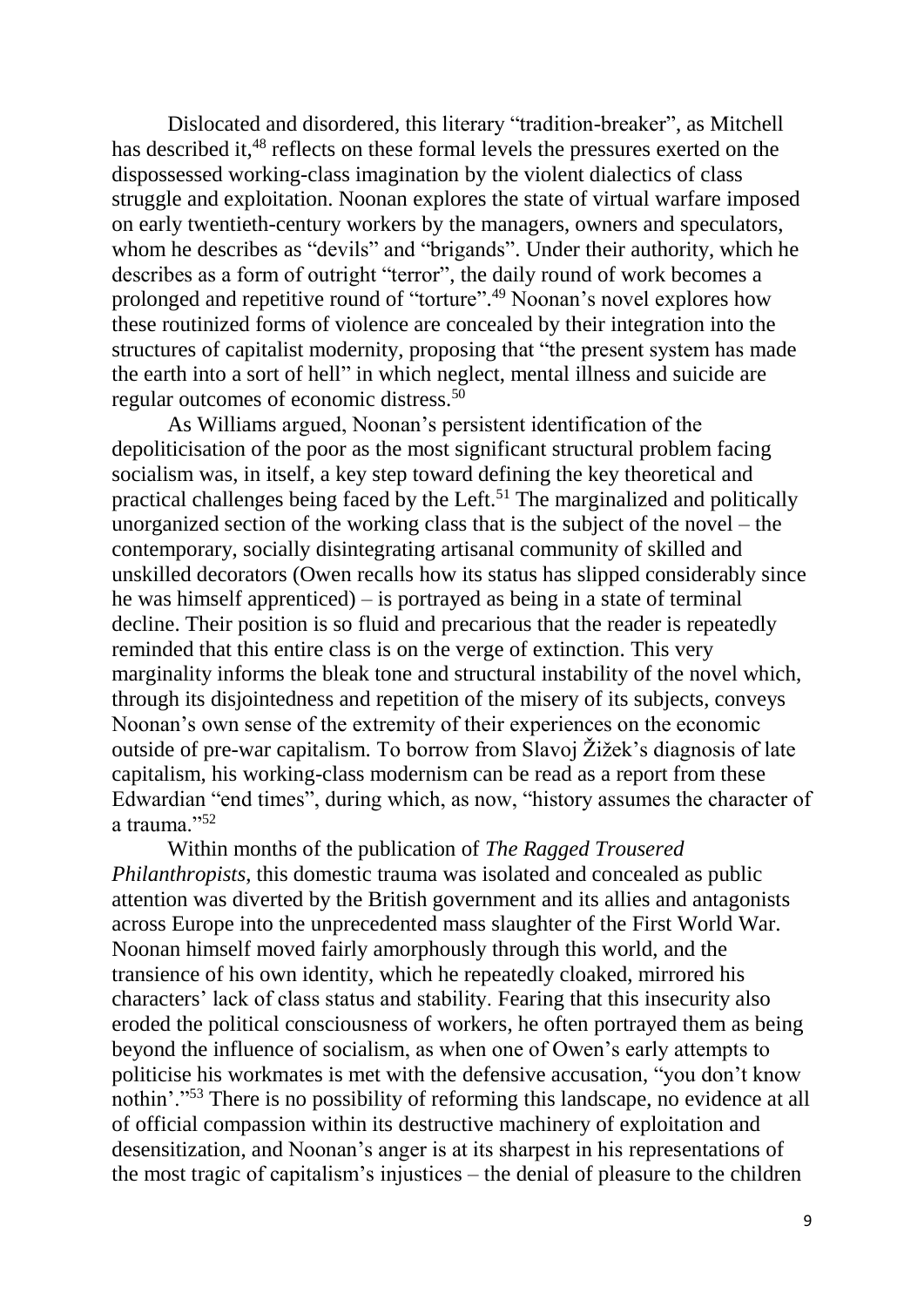Dislocated and disordered, this literary "tradition-breaker", as Mitchell has described it,[48] reflects on these formal levels the pressures exerted on the dispossessed working-class imagination by the violent dialectics of class struggle and exploitation. Noonan explores the state of virtual warfare imposed on early twentieth-century workers by the managers, owners and speculators, whom he describes as "devils" and "brigands". Under their authority, which he describes as a form of outright "terror", the daily round of work becomes a prolonged and repetitive round of "torture".[49] Noonan's novel explores how these routinized forms of violence are concealed by their integration into the structures of capitalist modernity, proposing that "the present system has made the earth into a sort of hell" in which neglect, mental illness and suicide are regular outcomes of economic distress.[50]

As Williams argued, Noonan's persistent identification of the depoliticisation of the poor as the most significant structural problem facing socialism was, in itself, a key step toward defining the key theoretical and practical challenges being faced by the Left.[51] The marginalized and politically unorganized section of the working class that is the subject of the novel – the contemporary, socially disintegrating artisanal community of skilled and unskilled decorators (Owen recalls how its status has slipped considerably since he was himself apprenticed) – is portrayed as being in a state of terminal decline. Their position is so fluid and precarious that the reader is repeatedly reminded that this entire class is on the verge of extinction. This very marginality informs the bleak tone and structural instability of the novel which, through its disjointedness and repetition of the misery of its subjects, conveys Noonan's own sense of the extremity of their experiences on the economic outside of pre-war capitalism. To borrow from Slavoj Žižek's diagnosis of late capitalism, his working-class modernism can be read as a report from these Edwardian "end times", during which, as now, "history assumes the character of a trauma."[52]

Within months of the publication of *The Ragged Trousered Philanthropists*, this domestic trauma was isolated and concealed as public attention was diverted by the British government and its allies and antagonists across Europe into the unprecedented mass slaughter of the First World War. Noonan himself moved fairly amorphously through this world, and the transience of his own identity, which he repeatedly cloaked, mirrored his characters' lack of class status and stability. Fearing that this insecurity also eroded the political consciousness of workers, he often portrayed them as being beyond the influence of socialism, as when one of Owen's early attempts to politicise his workmates is met with the defensive accusation, "you don't know nothin'."[53] There is no possibility of reforming this landscape, no evidence at all of official compassion within its destructive machinery of exploitation and desensitization, and Noonan's anger is at its sharpest in his representations of the most tragic of capitalism's injustices – the denial of pleasure to the children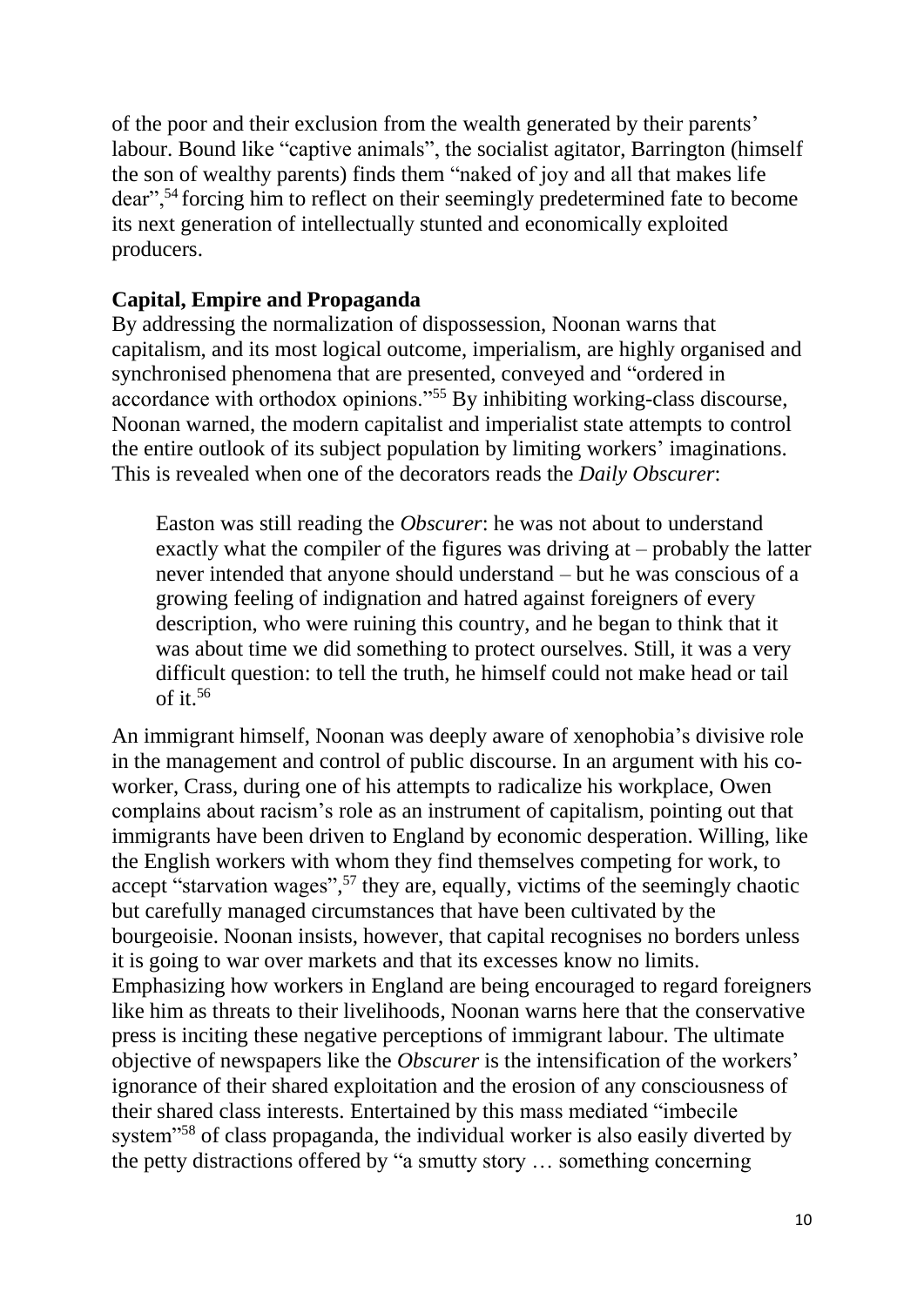of the poor and their exclusion from the wealth generated by their parents' labour. Bound like "captive animals", the socialist agitator, Barrington (himself the son of wealthy parents) finds them "naked of joy and all that makes life dear",[54] forcing him to reflect on their seemingly predetermined fate to become its next generation of intellectually stunted and economically exploited producers.

**Capital, Empire and Propaganda**

By addressing the normalization of dispossession, Noonan warns that capitalism, and its most logical outcome, imperialism, are highly organised and synchronised phenomena that are presented, conveyed and "ordered in accordance with orthodox opinions."[55] By inhibiting working-class discourse, Noonan warned, the modern capitalist and imperialist state attempts to control the entire outlook of its subject population by limiting workers' imaginations. This is revealed when one of the decorators reads the *Daily Obscurer*:

> Easton was still reading the *Obscurer*: he was not about to understand exactly what the compiler of the figures was driving at – probably the latter never intended that anyone should understand – but he was conscious of a growing feeling of indignation and hatred against foreigners of every description, who were ruining this country, and he began to think that it was about time we did something to protect ourselves. Still, it was a very difficult question: to tell the truth, he himself could not make head or tail of it.[56]

An immigrant himself, Noonan was deeply aware of xenophobia's divisive role in the management and control of public discourse. In an argument with his co-worker, Crass, during one of his attempts to radicalize his workplace, Owen complains about racism's role as an instrument of capitalism, pointing out that immigrants have been driven to England by economic desperation. Willing, like the English workers with whom they find themselves competing for work, to accept "starvation wages",[57] they are, equally, victims of the seemingly chaotic but carefully managed circumstances that have been cultivated by the bourgeoisie. Noonan insists, however, that capital recognises no borders unless it is going to war over markets and that its excesses know no limits. Emphasizing how workers in England are being encouraged to regard foreigners like him as threats to their livelihoods, Noonan warns here that the conservative press is inciting these negative perceptions of immigrant labour. The ultimate objective of newspapers like the *Obscurer* is the intensification of the workers' ignorance of their shared exploitation and the erosion of any consciousness of their shared class interests. Entertained by this mass mediated "imbecile system"[58] of class propaganda, the individual worker is also easily diverted by the petty distractions offered by "a smutty story … something concerning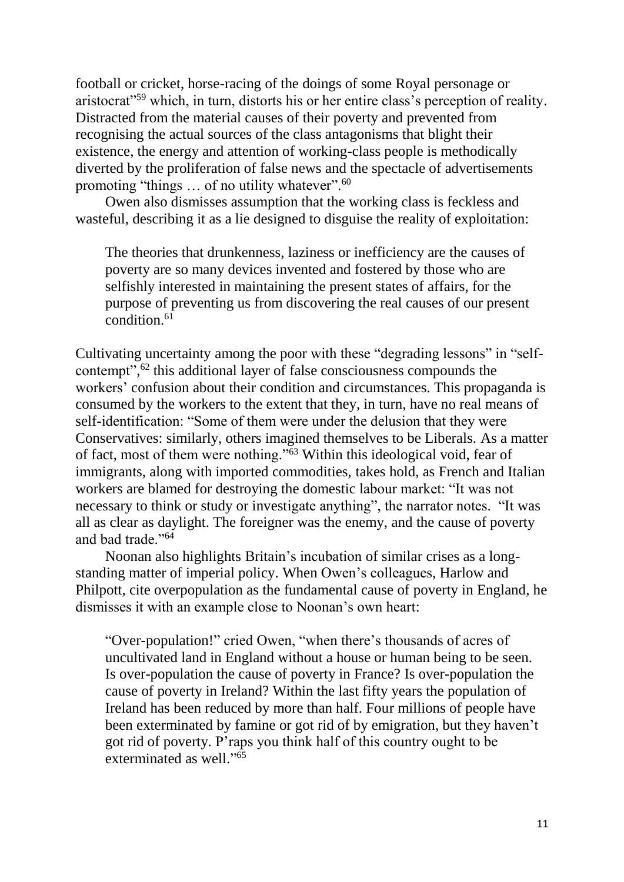football or cricket, horse-racing of the doings of some Royal personage or aristocrat"[59] which, in turn, distorts his or her entire class's perception of reality. Distracted from the material causes of their poverty and prevented from recognising the actual sources of the class antagonisms that blight their existence, the energy and attention of working-class people is methodically diverted by the proliferation of false news and the spectacle of advertisements promoting "things … of no utility whatever".[60]

Owen also dismisses assumption that the working class is feckless and wasteful, describing it as a lie designed to disguise the reality of exploitation:

> The theories that drunkenness, laziness or inefficiency are the causes of poverty are so many devices invented and fostered by those who are selfishly interested in maintaining the present states of affairs, for the purpose of preventing us from discovering the real causes of our present condition.[61]

Cultivating uncertainty among the poor with these "degrading lessons" in "self-contempt",[62] this additional layer of false consciousness compounds the workers' confusion about their condition and circumstances. This propaganda is consumed by the workers to the extent that they, in turn, have no real means of self-identification: "Some of them were under the delusion that they were Conservatives: similarly, others imagined themselves to be Liberals. As a matter of fact, most of them were nothing."[63] Within this ideological void, fear of immigrants, along with imported commodities, takes hold, as French and Italian workers are blamed for destroying the domestic labour market: "It was not necessary to think or study or investigate anything", the narrator notes. "It was all as clear as daylight. The foreigner was the enemy, and the cause of poverty and bad trade."[64]

Noonan also highlights Britain's incubation of similar crises as a long-standing matter of imperial policy. When Owen's colleagues, Harlow and Philpott, cite overpopulation as the fundamental cause of poverty in England, he dismisses it with an example close to Noonan's own heart:

> "Over-population!" cried Owen, "when there's thousands of acres of uncultivated land in England without a house or human being to be seen. Is over-population the cause of poverty in France? Is over-population the cause of poverty in Ireland? Within the last fifty years the population of Ireland has been reduced by more than half. Four millions of people have been exterminated by famine or got rid of by emigration, but they haven't got rid of poverty. P'raps you think half of this country ought to be exterminated as well."[65]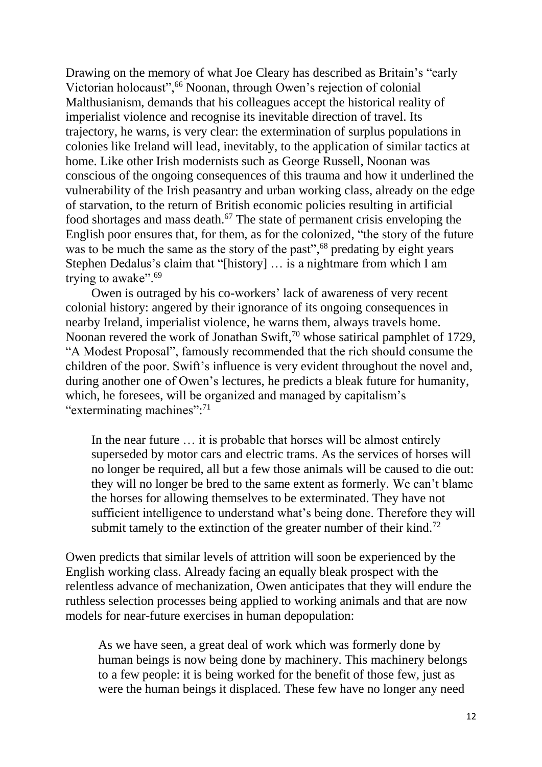Drawing on the memory of what Joe Cleary has described as Britain's "early Victorian holocaust",[66] Noonan, through Owen's rejection of colonial Malthusianism, demands that his colleagues accept the historical reality of imperialist violence and recognise its inevitable direction of travel. Its trajectory, he warns, is very clear: the extermination of surplus populations in colonies like Ireland will lead, inevitably, to the application of similar tactics at home. Like other Irish modernists such as George Russell, Noonan was conscious of the ongoing consequences of this trauma and how it underlined the vulnerability of the Irish peasantry and urban working class, already on the edge of starvation, to the return of British economic policies resulting in artificial food shortages and mass death.[67] The state of permanent crisis enveloping the English poor ensures that, for them, as for the colonized, "the story of the future was to be much the same as the story of the past",[68] predating by eight years Stephen Dedalus's claim that "[history] … is a nightmare from which I am trying to awake".[69]

Owen is outraged by his co-workers' lack of awareness of very recent colonial history: angered by their ignorance of its ongoing consequences in nearby Ireland, imperialist violence, he warns them, always travels home. Noonan revered the work of Jonathan Swift,[70] whose satirical pamphlet of 1729, "A Modest Proposal", famously recommended that the rich should consume the children of the poor. Swift's influence is very evident throughout the novel and, during another one of Owen's lectures, he predicts a bleak future for humanity, which, he foresees, will be organized and managed by capitalism's "exterminating machines":[71]

> In the near future … it is probable that horses will be almost entirely superseded by motor cars and electric trams. As the services of horses will no longer be required, all but a few those animals will be caused to die out: they will no longer be bred to the same extent as formerly. We can't blame the horses for allowing themselves to be exterminated. They have not sufficient intelligence to understand what's being done. Therefore they will submit tamely to the extinction of the greater number of their kind.[72]

Owen predicts that similar levels of attrition will soon be experienced by the English working class. Already facing an equally bleak prospect with the relentless advance of mechanization, Owen anticipates that they will endure the ruthless selection processes being applied to working animals and that are now models for near-future exercises in human depopulation:

> As we have seen, a great deal of work which was formerly done by human beings is now being done by machinery. This machinery belongs to a few people: it is being worked for the benefit of those few, just as were the human beings it displaced. These few have no longer any need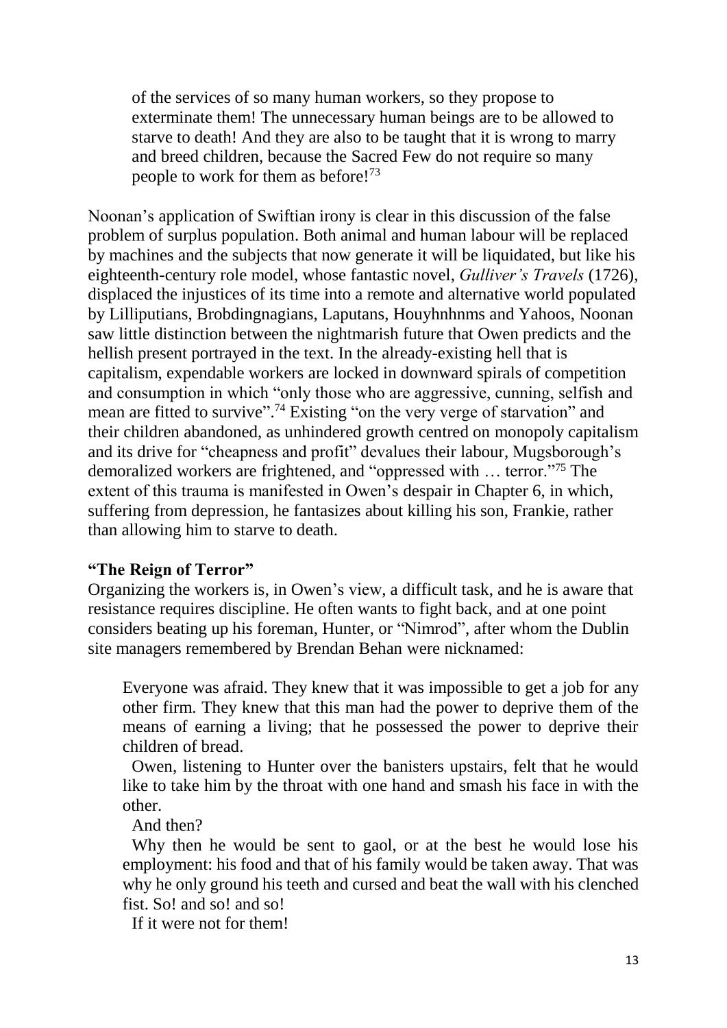> of the services of so many human workers, so they propose to exterminate them! The unnecessary human beings are to be allowed to starve to death! And they are also to be taught that it is wrong to marry and breed children, because the Sacred Few do not require so many people to work for them as before![73]

Noonan's application of Swiftian irony is clear in this discussion of the false problem of surplus population. Both animal and human labour will be replaced by machines and the subjects that now generate it will be liquidated, but like his eighteenth-century role model, whose fantastic novel, *Gulliver's Travels* (1726), displaced the injustices of its time into a remote and alternative world populated by Lilliputians, Brobdingnagians, Laputans, Houyhnhnms and Yahoos, Noonan saw little distinction between the nightmarish future that Owen predicts and the hellish present portrayed in the text. In the already-existing hell that is capitalism, expendable workers are locked in downward spirals of competition and consumption in which "only those who are aggressive, cunning, selfish and mean are fitted to survive".[74] Existing "on the very verge of starvation" and their children abandoned, as unhindered growth centred on monopoly capitalism and its drive for "cheapness and profit" devalues their labour, Mugsborough's demoralized workers are frightened, and "oppressed with … terror."[75] The extent of this trauma is manifested in Owen's despair in Chapter 6, in which, suffering from depression, he fantasizes about killing his son, Frankie, rather than allowing him to starve to death.

**"The Reign of Terror"**

Organizing the workers is, in Owen's view, a difficult task, and he is aware that resistance requires discipline. He often wants to fight back, and at one point considers beating up his foreman, Hunter, or "Nimrod", after whom the Dublin site managers remembered by Brendan Behan were nicknamed:

> Everyone was afraid. They knew that it was impossible to get a job for any other firm. They knew that this man had the power to deprive them of the means of earning a living; that he possessed the power to deprive their children of bread.
>
> Owen, listening to Hunter over the banisters upstairs, felt that he would like to take him by the throat with one hand and smash his face in with the other.
>
> And then?
>
> Why then he would be sent to gaol, or at the best he would lose his employment: his food and that of his family would be taken away. That was why he only ground his teeth and cursed and beat the wall with his clenched fist. So! and so! and so!
>
> If it were not for them!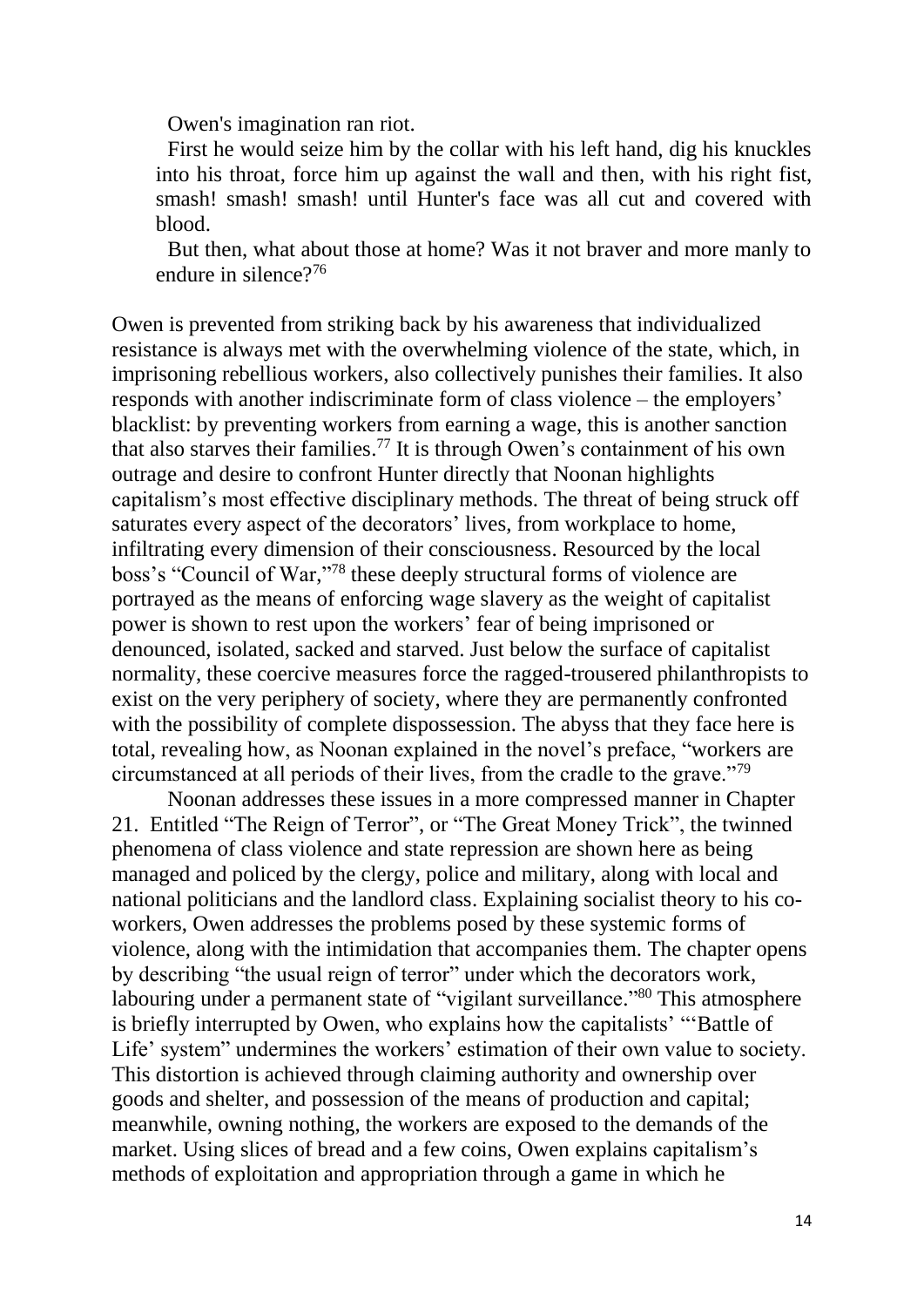> Owen's imagination ran riot.
>
> First he would seize him by the collar with his left hand, dig his knuckles into his throat, force him up against the wall and then, with his right fist, smash! smash! smash! until Hunter's face was all cut and covered with blood.
>
> But then, what about those at home? Was it not braver and more manly to endure in silence?[76]

Owen is prevented from striking back by his awareness that individualized resistance is always met with the overwhelming violence of the state, which, in imprisoning rebellious workers, also collectively punishes their families. It also responds with another indiscriminate form of class violence – the employers' blacklist: by preventing workers from earning a wage, this is another sanction that also starves their families.[77] It is through Owen's containment of his own outrage and desire to confront Hunter directly that Noonan highlights capitalism's most effective disciplinary methods. The threat of being struck off saturates every aspect of the decorators' lives, from workplace to home, infiltrating every dimension of their consciousness. Resourced by the local boss's "Council of War,"[78] these deeply structural forms of violence are portrayed as the means of enforcing wage slavery as the weight of capitalist power is shown to rest upon the workers' fear of being imprisoned or denounced, isolated, sacked and starved. Just below the surface of capitalist normality, these coercive measures force the ragged-trousered philanthropists to exist on the very periphery of society, where they are permanently confronted with the possibility of complete dispossession. The abyss that they face here is total, revealing how, as Noonan explained in the novel's preface, "workers are circumstanced at all periods of their lives, from the cradle to the grave."[79]

Noonan addresses these issues in a more compressed manner in Chapter 21. Entitled "The Reign of Terror", or "The Great Money Trick", the twinned phenomena of class violence and state repression are shown here as being managed and policed by the clergy, police and military, along with local and national politicians and the landlord class. Explaining socialist theory to his co-workers, Owen addresses the problems posed by these systemic forms of violence, along with the intimidation that accompanies them. The chapter opens by describing "the usual reign of terror" under which the decorators work, labouring under a permanent state of "vigilant surveillance."[80] This atmosphere is briefly interrupted by Owen, who explains how the capitalists' "'Battle of Life' system" undermines the workers' estimation of their own value to society. This distortion is achieved through claiming authority and ownership over goods and shelter, and possession of the means of production and capital; meanwhile, owning nothing, the workers are exposed to the demands of the market. Using slices of bread and a few coins, Owen explains capitalism's methods of exploitation and appropriation through a game in which he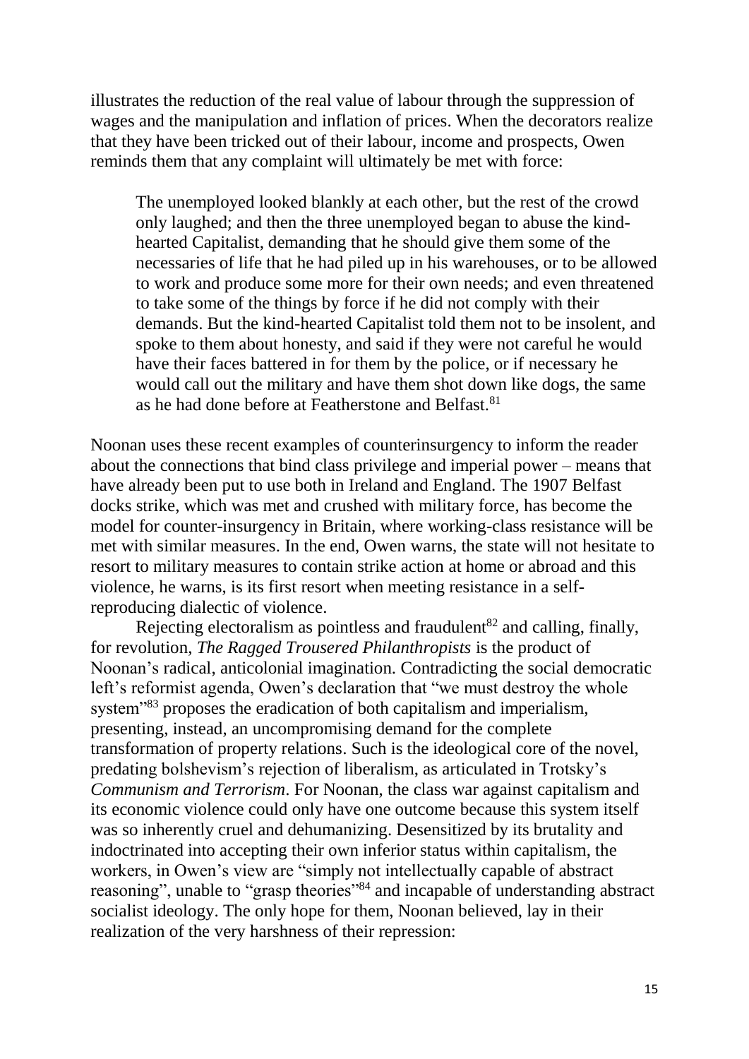illustrates the reduction of the real value of labour through the suppression of wages and the manipulation and inflation of prices. When the decorators realize that they have been tricked out of their labour, income and prospects, Owen reminds them that any complaint will ultimately be met with force:

> The unemployed looked blankly at each other, but the rest of the crowd only laughed; and then the three unemployed began to abuse the kind-hearted Capitalist, demanding that he should give them some of the necessaries of life that he had piled up in his warehouses, or to be allowed to work and produce some more for their own needs; and even threatened to take some of the things by force if he did not comply with their demands. But the kind-hearted Capitalist told them not to be insolent, and spoke to them about honesty, and said if they were not careful he would have their faces battered in for them by the police, or if necessary he would call out the military and have them shot down like dogs, the same as he had done before at Featherstone and Belfast.[81]

Noonan uses these recent examples of counterinsurgency to inform the reader about the connections that bind class privilege and imperial power – means that have already been put to use both in Ireland and England. The 1907 Belfast docks strike, which was met and crushed with military force, has become the model for counter-insurgency in Britain, where working-class resistance will be met with similar measures. In the end, Owen warns, the state will not hesitate to resort to military measures to contain strike action at home or abroad and this violence, he warns, is its first resort when meeting resistance in a self-reproducing dialectic of violence.

Rejecting electoralism as pointless and fraudulent[82] and calling, finally, for revolution, *The Ragged Trousered Philanthropists* is the product of Noonan's radical, anticolonial imagination. Contradicting the social democratic left's reformist agenda, Owen's declaration that "we must destroy the whole system"[83] proposes the eradication of both capitalism and imperialism, presenting, instead, an uncompromising demand for the complete transformation of property relations. Such is the ideological core of the novel, predating bolshevism's rejection of liberalism, as articulated in Trotsky's *Communism and Terrorism*. For Noonan, the class war against capitalism and its economic violence could only have one outcome because this system itself was so inherently cruel and dehumanizing. Desensitized by its brutality and indoctrinated into accepting their own inferior status within capitalism, the workers, in Owen's view are "simply not intellectually capable of abstract reasoning", unable to "grasp theories"[84] and incapable of understanding abstract socialist ideology. The only hope for them, Noonan believed, lay in their realization of the very harshness of their repression: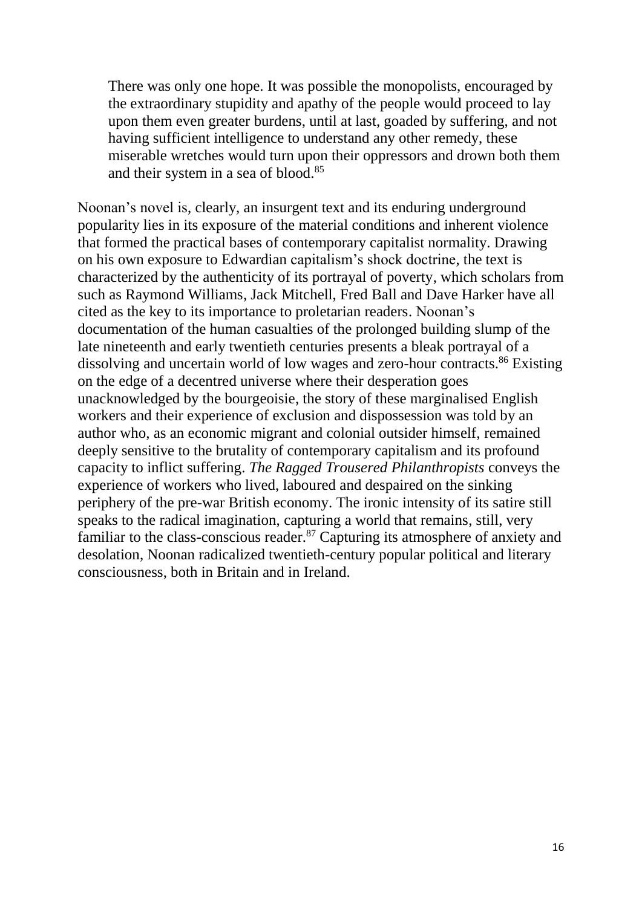> There was only one hope. It was possible the monopolists, encouraged by the extraordinary stupidity and apathy of the people would proceed to lay upon them even greater burdens, until at last, goaded by suffering, and not having sufficient intelligence to understand any other remedy, these miserable wretches would turn upon their oppressors and drown both them and their system in a sea of blood.[85]

Noonan's novel is, clearly, an insurgent text and its enduring underground popularity lies in its exposure of the material conditions and inherent violence that formed the practical bases of contemporary capitalist normality. Drawing on his own exposure to Edwardian capitalism's shock doctrine, the text is characterized by the authenticity of its portrayal of poverty, which scholars from such as Raymond Williams, Jack Mitchell, Fred Ball and Dave Harker have all cited as the key to its importance to proletarian readers. Noonan's documentation of the human casualties of the prolonged building slump of the late nineteenth and early twentieth centuries presents a bleak portrayal of a dissolving and uncertain world of low wages and zero-hour contracts.[86] Existing on the edge of a decentred universe where their desperation goes unacknowledged by the bourgeoisie, the story of these marginalised English workers and their experience of exclusion and dispossession was told by an author who, as an economic migrant and colonial outsider himself, remained deeply sensitive to the brutality of contemporary capitalism and its profound capacity to inflict suffering. *The Ragged Trousered Philanthropists* conveys the experience of workers who lived, laboured and despaired on the sinking periphery of the pre-war British economy. The ironic intensity of its satire still speaks to the radical imagination, capturing a world that remains, still, very familiar to the class-conscious reader.[87] Capturing its atmosphere of anxiety and desolation, Noonan radicalized twentieth-century popular political and literary consciousness, both in Britain and in Ireland.